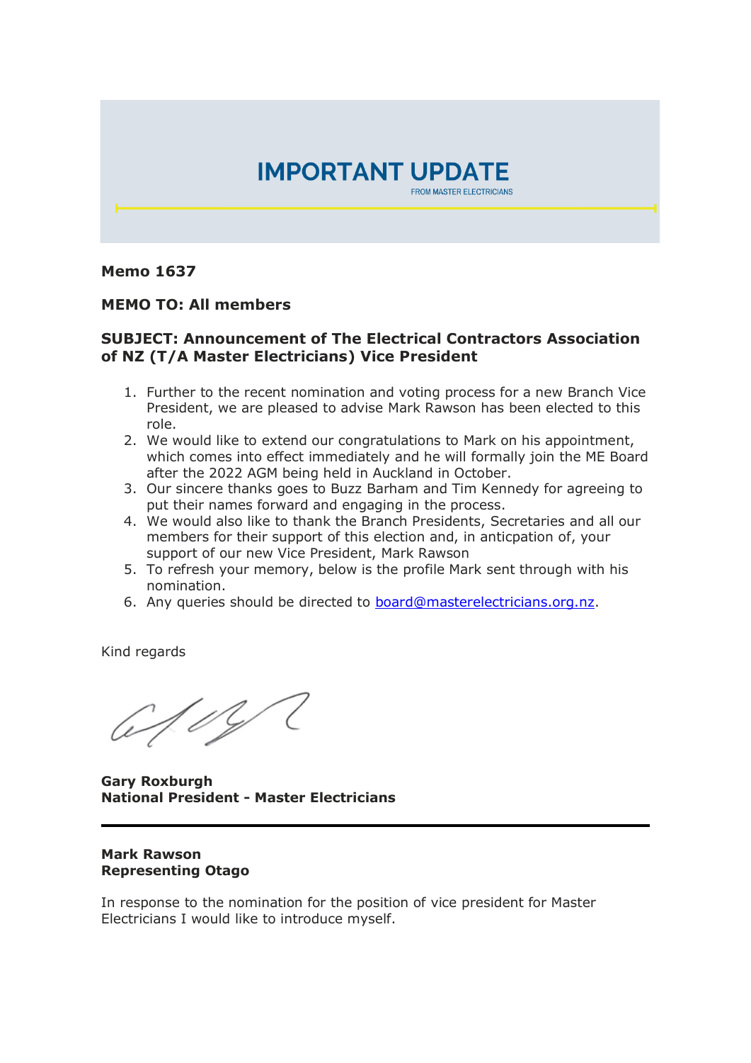# IMPORTANT UPDATE

FROM MASTER ELECTRICIANS

**Memo 1637**

**MEMO TO: All members**

**SUBJECT: Announcement of The Electrical Contractors Association of NZ (T/A Master Electricians) Vice President**

1. Further to the recent nomination and voting process for a new Branch Vice President, we are pleased to advise Mark Rawson has been elected to this role.
2. We would like to extend our congratulations to Mark on his appointment, which comes into effect immediately and he will formally join the ME Board after the 2022 AGM being held in Auckland in October.
3. Our sincere thanks goes to Buzz Barham and Tim Kennedy for agreeing to put their names forward and engaging in the process.
4. We would also like to thank the Branch Presidents, Secretaries and all our members for their support of this election and, in anticpation of, your support of our new Vice President, Mark Rawson
5. To refresh your memory, below is the profile Mark sent through with his nomination.
6. Any queries should be directed to [board@masterelectricians.org.nz](mailto:board@masterelectricians.org.nz).

Kind regards

**Gary Roxburgh**
**National President - Master Electricians**

---

**Mark Rawson**
**Representing Otago**

In response to the nomination for the position of vice president for Master Electricians I would like to introduce myself.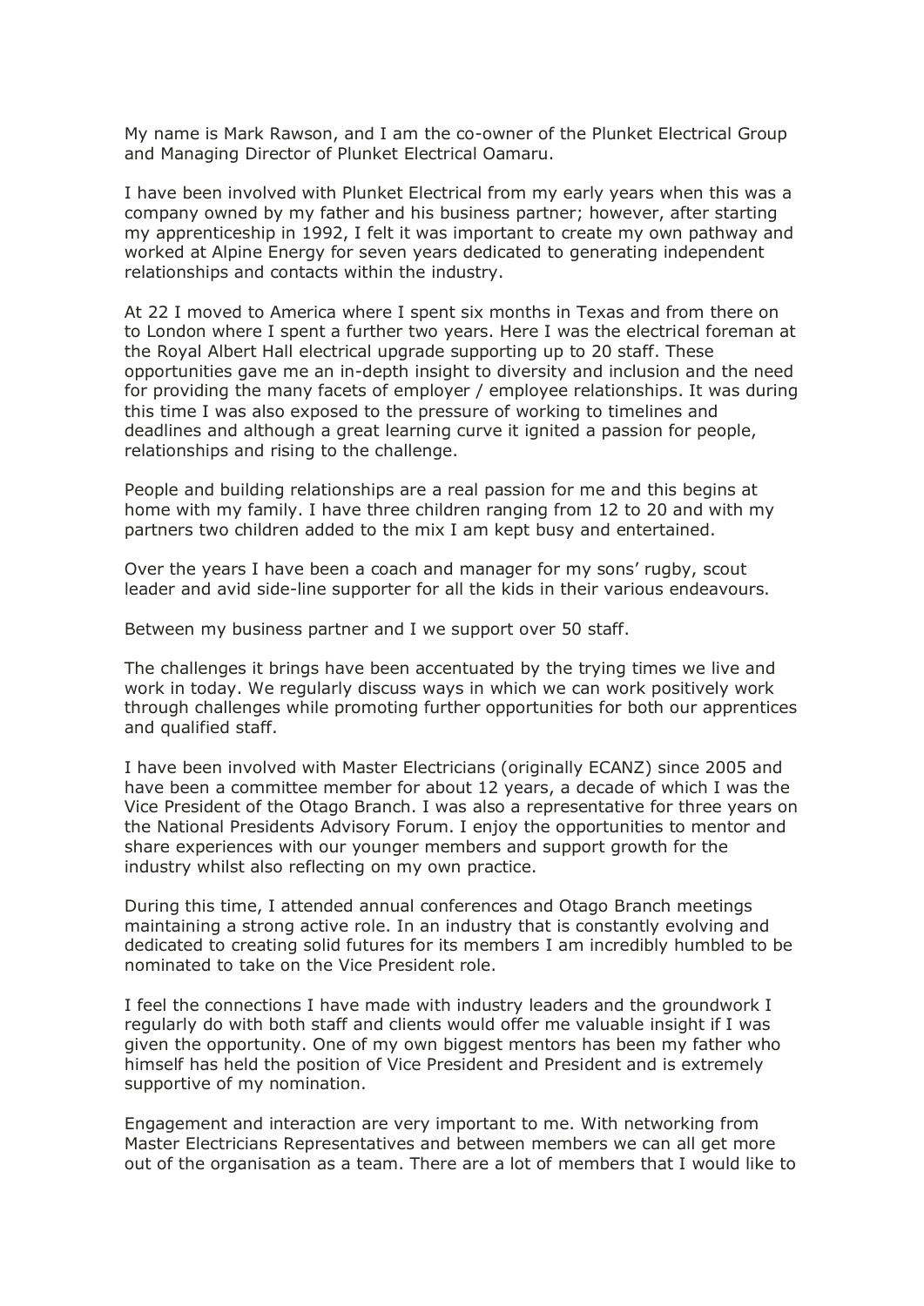My name is Mark Rawson, and I am the co-owner of the Plunket Electrical Group and Managing Director of Plunket Electrical Oamaru.

I have been involved with Plunket Electrical from my early years when this was a company owned by my father and his business partner; however, after starting my apprenticeship in 1992, I felt it was important to create my own pathway and worked at Alpine Energy for seven years dedicated to generating independent relationships and contacts within the industry.

At 22 I moved to America where I spent six months in Texas and from there on to London where I spent a further two years. Here I was the electrical foreman at the Royal Albert Hall electrical upgrade supporting up to 20 staff. These opportunities gave me an in-depth insight to diversity and inclusion and the need for providing the many facets of employer / employee relationships. It was during this time I was also exposed to the pressure of working to timelines and deadlines and although a great learning curve it ignited a passion for people, relationships and rising to the challenge.

People and building relationships are a real passion for me and this begins at home with my family. I have three children ranging from 12 to 20 and with my partners two children added to the mix I am kept busy and entertained.

Over the years I have been a coach and manager for my sons' rugby, scout leader and avid side-line supporter for all the kids in their various endeavours.

Between my business partner and I we support over 50 staff.

The challenges it brings have been accentuated by the trying times we live and work in today. We regularly discuss ways in which we can work positively work through challenges while promoting further opportunities for both our apprentices and qualified staff.

I have been involved with Master Electricians (originally ECANZ) since 2005 and have been a committee member for about 12 years, a decade of which I was the Vice President of the Otago Branch. I was also a representative for three years on the National Presidents Advisory Forum. I enjoy the opportunities to mentor and share experiences with our younger members and support growth for the industry whilst also reflecting on my own practice.

During this time, I attended annual conferences and Otago Branch meetings maintaining a strong active role. In an industry that is constantly evolving and dedicated to creating solid futures for its members I am incredibly humbled to be nominated to take on the Vice President role.

I feel the connections I have made with industry leaders and the groundwork I regularly do with both staff and clients would offer me valuable insight if I was given the opportunity. One of my own biggest mentors has been my father who himself has held the position of Vice President and President and is extremely supportive of my nomination.

Engagement and interaction are very important to me. With networking from Master Electricians Representatives and between members we can all get more out of the organisation as a team. There are a lot of members that I would like to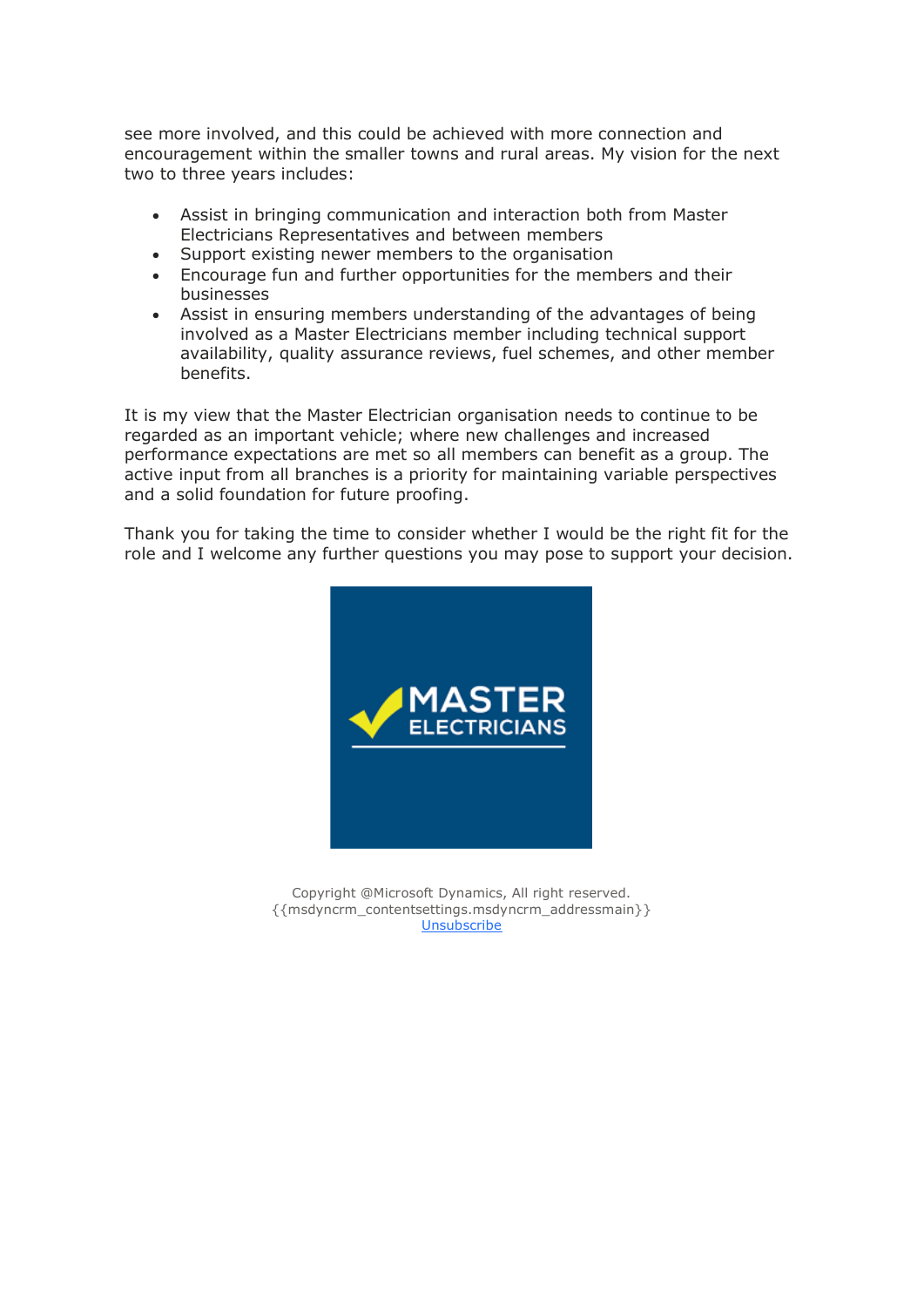see more involved, and this could be achieved with more connection and encouragement within the smaller towns and rural areas. My vision for the next two to three years includes:

- Assist in bringing communication and interaction both from Master Electricians Representatives and between members
- Support existing newer members to the organisation
- Encourage fun and further opportunities for the members and their businesses
- Assist in ensuring members understanding of the advantages of being involved as a Master Electricians member including technical support availability, quality assurance reviews, fuel schemes, and other member benefits.

It is my view that the Master Electrician organisation needs to continue to be regarded as an important vehicle; where new challenges and increased performance expectations are met so all members can benefit as a group. The active input from all branches is a priority for maintaining variable perspectives and a solid foundation for future proofing.

Thank you for taking the time to consider whether I would be the right fit for the role and I welcome any further questions you may pose to support your decision.

MASTER ELECTRICIANS

Copyright @Microsoft Dynamics, All right reserved.
{{msdyncrm_contentsettings.msdyncrm_addressmain}}
Unsubscribe